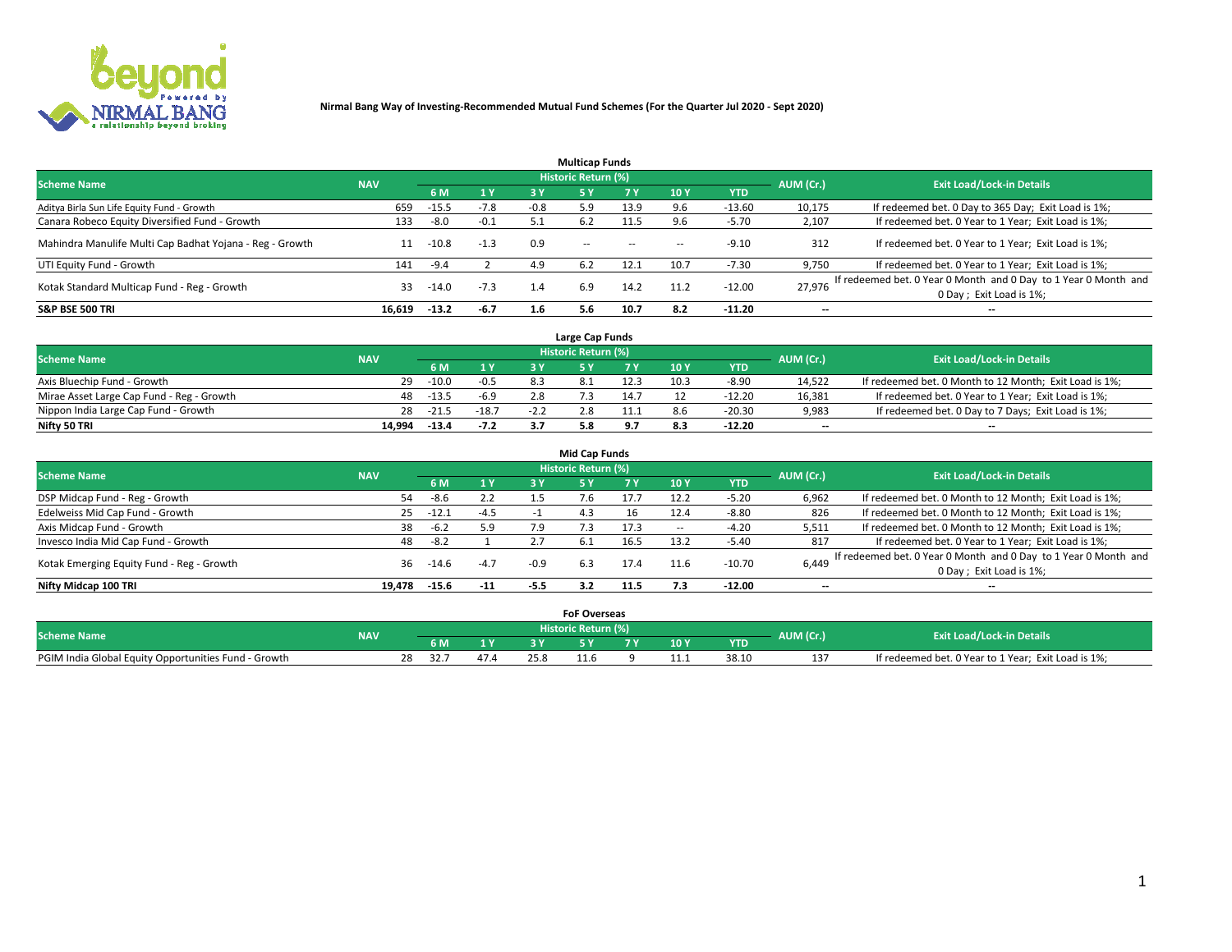**Nirmal Bang Way of Investing-Recommended Mutual Fund Schemes (For the Quarter Jul 2020 - Sept 2020)**

### Multicap Funds

| Scheme Name | NAV | Historic Return (%) | | | | | | | AUM (Cr.) | Exit Load/Lock-in Details |
|---|---|---|---|---|---|---|---|---|---|---|
| | | 6 M | 1 Y | 3 Y | 5 Y | 7 Y | 10 Y | YTD | | |
| Aditya Birla Sun Life Equity Fund - Growth | 659 | -15.5 | -7.8 | -0.8 | 5.9 | 13.9 | 9.6 | -13.60 | 10,175 | If redeemed bet. 0 Day to 365 Day; Exit Load is 1%; |
| Canara Robeco Equity Diversified Fund - Growth | 133 | -8.0 | -0.1 | 5.1 | 6.2 | 11.5 | 9.6 | -5.70 | 2,107 | If redeemed bet. 0 Year to 1 Year; Exit Load is 1%; |
| Mahindra Manulife Multi Cap Badhat Yojana - Reg - Growth | 11 | -10.8 | -1.3 | 0.9 | -- | -- | -- | -9.10 | 312 | If redeemed bet. 0 Year to 1 Year; Exit Load is 1%; |
| UTI Equity Fund - Growth | 141 | -9.4 | 2 | 4.9 | 6.2 | 12.1 | 10.7 | -7.30 | 9,750 | If redeemed bet. 0 Year to 1 Year; Exit Load is 1%; |
| Kotak Standard Multicap Fund - Reg - Growth | 33 | -14.0 | -7.3 | 1.4 | 6.9 | 14.2 | 11.2 | -12.00 | 27,976 | If redeemed bet. 0 Year 0 Month and 0 Day to 1 Year 0 Month and 0 Day ; Exit Load is 1%; |
| **S&P BSE 500 TRI** | **16,619** | **-13.2** | **-6.7** | **1.6** | **5.6** | **10.7** | **8.2** | **-11.20** | **--** | **--** |

### Large Cap Funds

| Scheme Name | NAV | Historic Return (%) | | | | | | | AUM (Cr.) | Exit Load/Lock-in Details |
|---|---|---|---|---|---|---|---|---|---|---|
| | | 6 M | 1 Y | 3 Y | 5 Y | 7 Y | 10 Y | YTD | | |
| Axis Bluechip Fund - Growth | 29 | -10.0 | -0.5 | 8.3 | 8.1 | 12.3 | 10.3 | -8.90 | 14,522 | If redeemed bet. 0 Month to 12 Month; Exit Load is 1%; |
| Mirae Asset Large Cap Fund - Reg - Growth | 48 | -13.5 | -6.9 | 2.8 | 7.3 | 14.7 | 12 | -12.20 | 16,381 | If redeemed bet. 0 Year to 1 Year; Exit Load is 1%; |
| Nippon India Large Cap Fund - Growth | 28 | -21.5 | -18.7 | -2.2 | 2.8 | 11.1 | 8.6 | -20.30 | 9,983 | If redeemed bet. 0 Day to 7 Days; Exit Load is 1%; |
| **Nifty 50 TRI** | **14,994** | **-13.4** | **-7.2** | **3.7** | **5.8** | **9.7** | **8.3** | **-12.20** | **--** | **--** |

### Mid Cap Funds

| Scheme Name | NAV | Historic Return (%) | | | | | | | AUM (Cr.) | Exit Load/Lock-in Details |
|---|---|---|---|---|---|---|---|---|---|---|
| | | 6 M | 1 Y | 3 Y | 5 Y | 7 Y | 10 Y | YTD | | |
| DSP Midcap Fund - Reg - Growth | 54 | -8.6 | 2.2 | 1.5 | 7.6 | 17.7 | 12.2 | -5.20 | 6,962 | If redeemed bet. 0 Month to 12 Month; Exit Load is 1%; |
| Edelweiss Mid Cap Fund - Growth | 25 | -12.1 | -4.5 | -1 | 4.3 | 16 | 12.4 | -8.80 | 826 | If redeemed bet. 0 Month to 12 Month; Exit Load is 1%; |
| Axis Midcap Fund - Growth | 38 | -6.2 | 5.9 | 7.9 | 7.3 | 17.3 | -- | -4.20 | 5,511 | If redeemed bet. 0 Month to 12 Month; Exit Load is 1%; |
| Invesco India Mid Cap Fund - Growth | 48 | -8.2 | 1 | 2.7 | 6.1 | 16.5 | 13.2 | -5.40 | 817 | If redeemed bet. 0 Year to 1 Year; Exit Load is 1%; |
| Kotak Emerging Equity Fund - Reg - Growth | 36 | -14.6 | -4.7 | -0.9 | 6.3 | 17.4 | 11.6 | -10.70 | 6,449 | If redeemed bet. 0 Year 0 Month and 0 Day to 1 Year 0 Month and 0 Day ; Exit Load is 1%; |
| **Nifty Midcap 100 TRI** | **19,478** | **-15.6** | **-11** | **-5.5** | **3.2** | **11.5** | **7.3** | **-12.00** | **--** | **--** |

### FoF Overseas

| Scheme Name | NAV | Historic Return (%) | | | | | | | AUM (Cr.) | Exit Load/Lock-in Details |
|---|---|---|---|---|---|---|---|---|---|---|
| | | 6 M | 1 Y | 3 Y | 5 Y | 7 Y | 10 Y | YTD | | |
| PGIM India Global Equity Opportunities Fund - Growth | 28 | 32.7 | 47.4 | 25.8 | 11.6 | 9 | 11.1 | 38.10 | 137 | If redeemed bet. 0 Year to 1 Year; Exit Load is 1%; |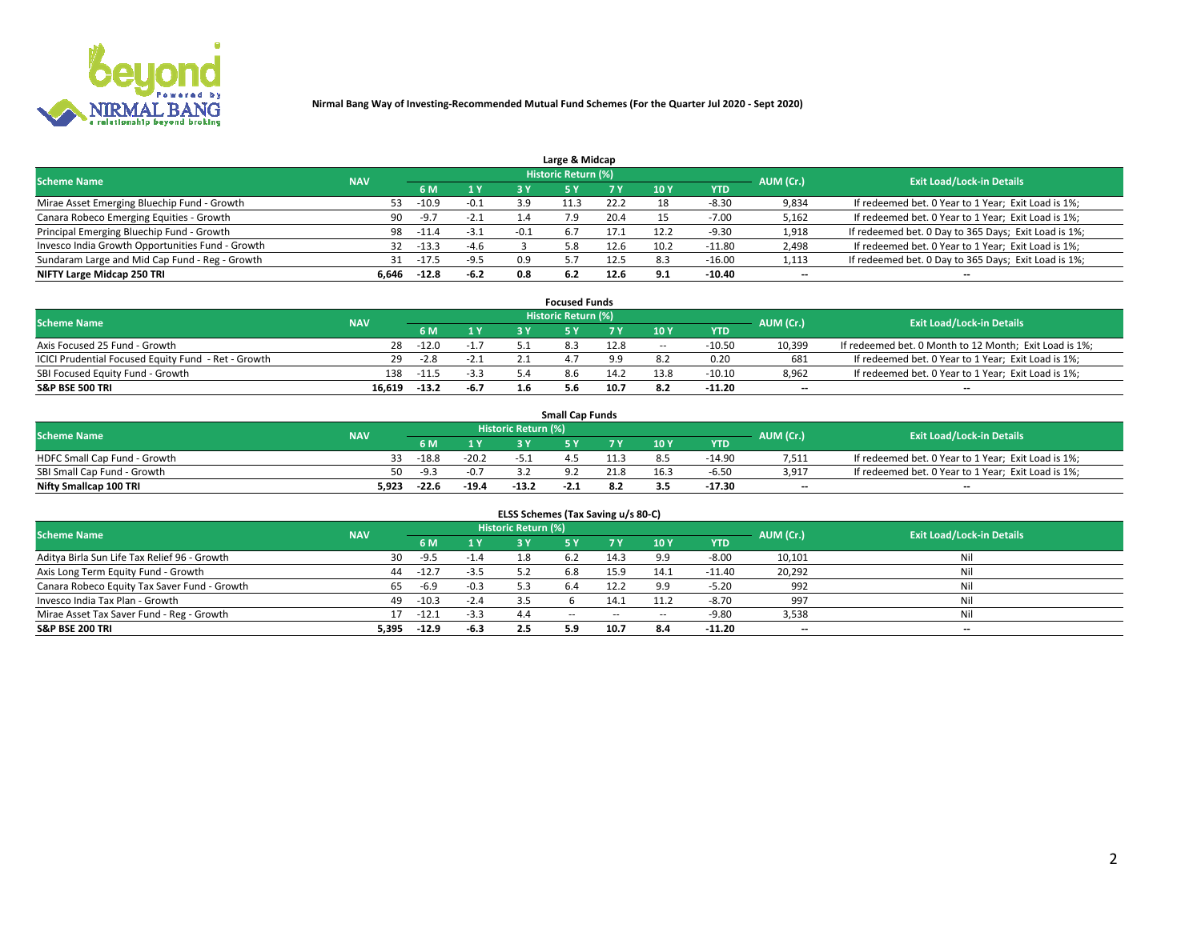**Nirmal Bang Way of Investing-Recommended Mutual Fund Schemes (For the Quarter Jul 2020 - Sept 2020)**

### Large & Midcap

| Scheme Name | NAV | Historic Return (%) | | | | | | | AUM (Cr.) | Exit Load/Lock-in Details |
|---|---|---|---|---|---|---|---|---|---|---|
| | | 6 M | 1 Y | 3 Y | 5 Y | 7 Y | 10 Y | YTD | | |
| Mirae Asset Emerging Bluechip Fund - Growth | 53 | -10.9 | -0.1 | 3.9 | 11.3 | 22.2 | 18 | -8.30 | 9,834 | If redeemed bet. 0 Year to 1 Year; Exit Load is 1%; |
| Canara Robeco Emerging Equities - Growth | 90 | -9.7 | -2.1 | 1.4 | 7.9 | 20.4 | 15 | -7.00 | 5,162 | If redeemed bet. 0 Year to 1 Year; Exit Load is 1%; |
| Principal Emerging Bluechip Fund - Growth | 98 | -11.4 | -3.1 | -0.1 | 6.7 | 17.1 | 12.2 | -9.30 | 1,918 | If redeemed bet. 0 Day to 365 Days; Exit Load is 1%; |
| Invesco India Growth Opportunities Fund - Growth | 32 | -13.3 | -4.6 | 3 | 5.8 | 12.6 | 10.2 | -11.80 | 2,498 | If redeemed bet. 0 Year to 1 Year; Exit Load is 1%; |
| Sundaram Large and Mid Cap Fund - Reg - Growth | 31 | -17.5 | -9.5 | 0.9 | 5.7 | 12.5 | 8.3 | -16.00 | 1,113 | If redeemed bet. 0 Day to 365 Days; Exit Load is 1%; |
| **NIFTY Large Midcap 250 TRI** | **6,646** | **-12.8** | **-6.2** | **0.8** | **6.2** | **12.6** | **9.1** | **-10.40** | -- | -- |

### Focused Funds

| Scheme Name | NAV | Historic Return (%) | | | | | | | AUM (Cr.) | Exit Load/Lock-in Details |
|---|---|---|---|---|---|---|---|---|---|---|
| | | 6 M | 1 Y | 3 Y | 5 Y | 7 Y | 10 Y | YTD | | |
| Axis Focused 25 Fund - Growth | 28 | -12.0 | -1.7 | 5.1 | 8.3 | 12.8 | -- | -10.50 | 10,399 | If redeemed bet. 0 Month to 12 Month; Exit Load is 1%; |
| ICICI Prudential Focused Equity Fund - Ret - Growth | 29 | -2.8 | -2.1 | 2.1 | 4.7 | 9.9 | 8.2 | 0.20 | 681 | If redeemed bet. 0 Year to 1 Year; Exit Load is 1%; |
| SBI Focused Equity Fund - Growth | 138 | -11.5 | -3.3 | 5.4 | 8.6 | 14.2 | 13.8 | -10.10 | 8,962 | If redeemed bet. 0 Year to 1 Year; Exit Load is 1%; |
| **S&P BSE 500 TRI** | **16,619** | **-13.2** | **-6.7** | **1.6** | **5.6** | **10.7** | **8.2** | **-11.20** | -- | -- |

### Small Cap Funds

| Scheme Name | NAV | Historic Return (%) | | | | | | | AUM (Cr.) | Exit Load/Lock-in Details |
|---|---|---|---|---|---|---|---|---|---|---|
| | | 6 M | 1 Y | 3 Y | 5 Y | 7 Y | 10 Y | YTD | | |
| HDFC Small Cap Fund - Growth | 33 | -18.8 | -20.2 | -5.1 | 4.5 | 11.3 | 8.5 | -14.90 | 7,511 | If redeemed bet. 0 Year to 1 Year; Exit Load is 1%; |
| SBI Small Cap Fund - Growth | 50 | -9.3 | -0.7 | 3.2 | 9.2 | 21.8 | 16.3 | -6.50 | 3,917 | If redeemed bet. 0 Year to 1 Year; Exit Load is 1%; |
| **Nifty Smallcap 100 TRI** | **5,923** | **-22.6** | **-19.4** | **-13.2** | **-2.1** | **8.2** | **3.5** | **-17.30** | -- | -- |

### ELSS Schemes (Tax Saving u/s 80-C)

| Scheme Name | NAV | Historic Return (%) | | | | | | | AUM (Cr.) | Exit Load/Lock-in Details |
|---|---|---|---|---|---|---|---|---|---|---|
| | | 6 M | 1 Y | 3 Y | 5 Y | 7 Y | 10 Y | YTD | | |
| Aditya Birla Sun Life Tax Relief 96 - Growth | 30 | -9.5 | -1.4 | 1.8 | 6.2 | 14.3 | 9.9 | -8.00 | 10,101 | Nil |
| Axis Long Term Equity Fund - Growth | 44 | -12.7 | -3.5 | 5.2 | 6.8 | 15.9 | 14.1 | -11.40 | 20,292 | Nil |
| Canara Robeco Equity Tax Saver Fund - Growth | 65 | -6.9 | -0.3 | 5.3 | 6.4 | 12.2 | 9.9 | -5.20 | 992 | Nil |
| Invesco India Tax Plan - Growth | 49 | -10.3 | -2.4 | 3.5 | 6 | 14.1 | 11.2 | -8.70 | 997 | Nil |
| Mirae Asset Tax Saver Fund - Reg - Growth | 17 | -12.1 | -3.3 | 4.4 | -- | -- | -- | -9.80 | 3,538 | Nil |
| **S&P BSE 200 TRI** | **5,395** | **-12.9** | **-6.3** | **2.5** | **5.9** | **10.7** | **8.4** | **-11.20** | -- | -- |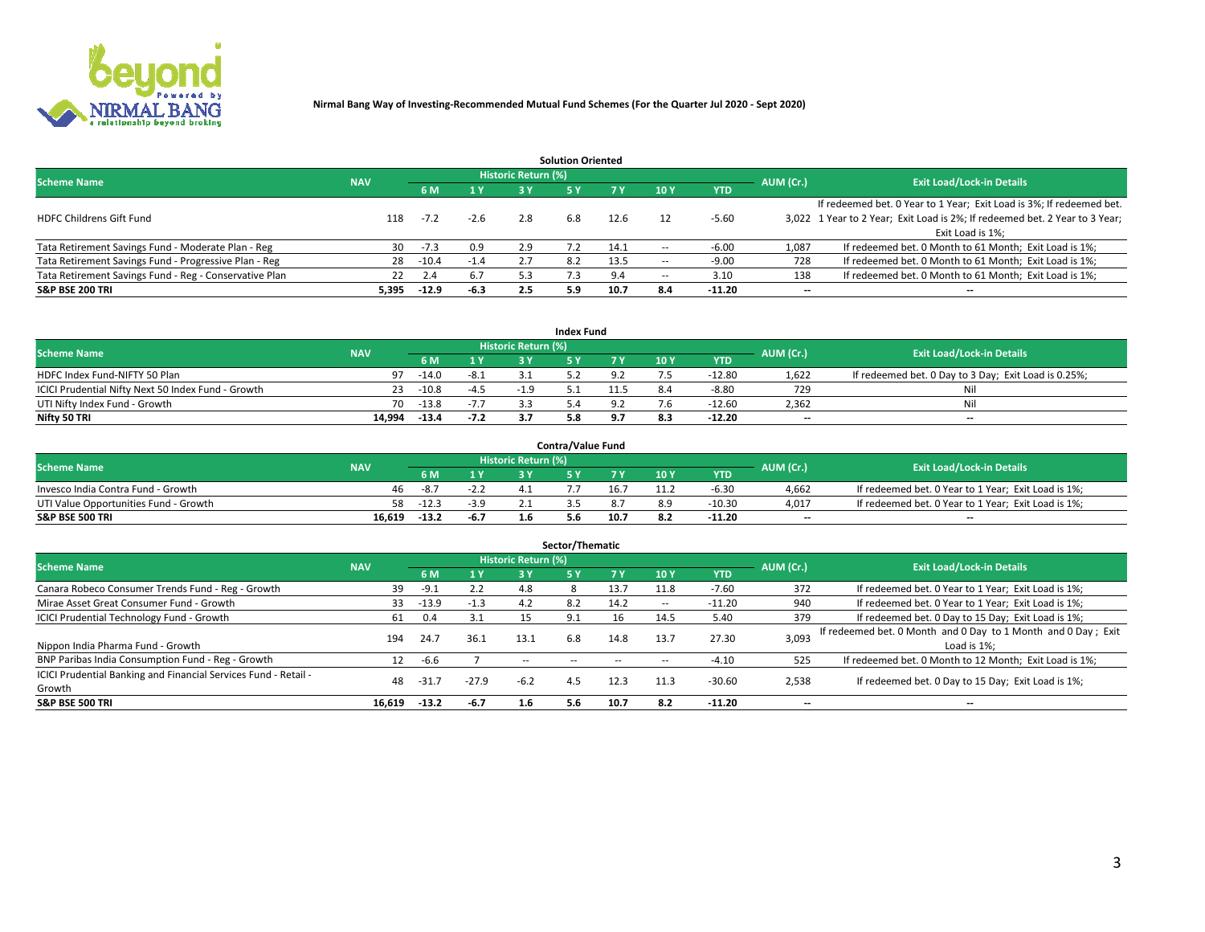**Nirmal Bang Way of Investing-Recommended Mutual Fund Schemes (For the Quarter Jul 2020 - Sept 2020)**

## Solution Oriented

| Scheme Name | NAV | Historic Return (%) | | | | | | | AUM (Cr.) | Exit Load/Lock-in Details |
|---|---|---|---|---|---|---|---|---|---|---|
| | | 6 M | 1 Y | 3 Y | 5 Y | 7 Y | 10 Y | YTD | | |
| HDFC Childrens Gift Fund | 118 | -7.2 | -2.6 | 2.8 | 6.8 | 12.6 | 12 | -5.60 | 3,022 | If redeemed bet. 0 Year to 1 Year; Exit Load is 3%; If redeemed bet. 1 Year to 2 Year; Exit Load is 2%; If redeemed bet. 2 Year to 3 Year; Exit Load is 1%; |
| Tata Retirement Savings Fund - Moderate Plan - Reg | 30 | -7.3 | 0.9 | 2.9 | 7.2 | 14.1 | -- | -6.00 | 1,087 | If redeemed bet. 0 Month to 61 Month; Exit Load is 1%; |
| Tata Retirement Savings Fund - Progressive Plan - Reg | 28 | -10.4 | -1.4 | 2.7 | 8.2 | 13.5 | -- | -9.00 | 728 | If redeemed bet. 0 Month to 61 Month; Exit Load is 1%; |
| Tata Retirement Savings Fund - Reg - Conservative Plan | 22 | 2.4 | 6.7 | 5.3 | 7.3 | 9.4 | -- | 3.10 | 138 | If redeemed bet. 0 Month to 61 Month; Exit Load is 1%; |
| **S&P BSE 200 TRI** | **5,395** | **-12.9** | **-6.3** | **2.5** | **5.9** | **10.7** | **8.4** | **-11.20** | -- | -- |

## Index Fund

| Scheme Name | NAV | Historic Return (%) | | | | | | | AUM (Cr.) | Exit Load/Lock-in Details |
|---|---|---|---|---|---|---|---|---|---|---|
| | | 6 M | 1 Y | 3 Y | 5 Y | 7 Y | 10 Y | YTD | | |
| HDFC Index Fund-NIFTY 50 Plan | 97 | -14.0 | -8.1 | 3.1 | 5.2 | 9.2 | 7.5 | -12.80 | 1,622 | If redeemed bet. 0 Day to 3 Day; Exit Load is 0.25%; |
| ICICI Prudential Nifty Next 50 Index Fund - Growth | 23 | -10.8 | -4.5 | -1.9 | 5.1 | 11.5 | 8.4 | -8.80 | 729 | Nil |
| UTI Nifty Index Fund - Growth | 70 | -13.8 | -7.7 | 3.3 | 5.4 | 9.2 | 7.6 | -12.60 | 2,362 | Nil |
| **Nifty 50 TRI** | **14,994** | **-13.4** | **-7.2** | **3.7** | **5.8** | **9.7** | **8.3** | **-12.20** | -- | -- |

## Contra/Value Fund

| Scheme Name | NAV | Historic Return (%) | | | | | | | AUM (Cr.) | Exit Load/Lock-in Details |
|---|---|---|---|---|---|---|---|---|---|---|
| | | 6 M | 1 Y | 3 Y | 5 Y | 7 Y | 10 Y | YTD | | |
| Invesco India Contra Fund - Growth | 46 | -8.7 | -2.2 | 4.1 | 7.7 | 16.7 | 11.2 | -6.30 | 4,662 | If redeemed bet. 0 Year to 1 Year; Exit Load is 1%; |
| UTI Value Opportunities Fund - Growth | 58 | -12.3 | -3.9 | 2.1 | 3.5 | 8.7 | 8.9 | -10.30 | 4,017 | If redeemed bet. 0 Year to 1 Year; Exit Load is 1%; |
| **S&P BSE 500 TRI** | **16,619** | **-13.2** | **-6.7** | **1.6** | **5.6** | **10.7** | **8.2** | **-11.20** | -- | -- |

## Sector/Thematic

| Scheme Name | NAV | Historic Return (%) | | | | | | | AUM (Cr.) | Exit Load/Lock-in Details |
|---|---|---|---|---|---|---|---|---|---|---|
| | | 6 M | 1 Y | 3 Y | 5 Y | 7 Y | 10 Y | YTD | | |
| Canara Robeco Consumer Trends Fund - Reg - Growth | 39 | -9.1 | 2.2 | 4.8 | 8 | 13.7 | 11.8 | -7.60 | 372 | If redeemed bet. 0 Year to 1 Year; Exit Load is 1%; |
| Mirae Asset Great Consumer Fund - Growth | 33 | -13.9 | -1.3 | 4.2 | 8.2 | 14.2 | -- | -11.20 | 940 | If redeemed bet. 0 Year to 1 Year; Exit Load is 1%; |
| ICICI Prudential Technology Fund - Growth | 61 | 0.4 | 3.1 | 15 | 9.1 | 16 | 14.5 | 5.40 | 379 | If redeemed bet. 0 Day to 15 Day; Exit Load is 1%; |
| Nippon India Pharma Fund - Growth | 194 | 24.7 | 36.1 | 13.1 | 6.8 | 14.8 | 13.7 | 27.30 | 3,093 | If redeemed bet. 0 Month and 0 Day to 1 Month and 0 Day ; Exit Load is 1%; |
| BNP Paribas India Consumption Fund - Reg - Growth | 12 | -6.6 | 7 | -- | -- | -- | -- | -4.10 | 525 | If redeemed bet. 0 Month to 12 Month; Exit Load is 1%; |
| ICICI Prudential Banking and Financial Services Fund - Retail - Growth | 48 | -31.7 | -27.9 | -6.2 | 4.5 | 12.3 | 11.3 | -30.60 | 2,538 | If redeemed bet. 0 Day to 15 Day; Exit Load is 1%; |
| **S&P BSE 500 TRI** | **16,619** | **-13.2** | **-6.7** | **1.6** | **5.6** | **10.7** | **8.2** | **-11.20** | -- | -- |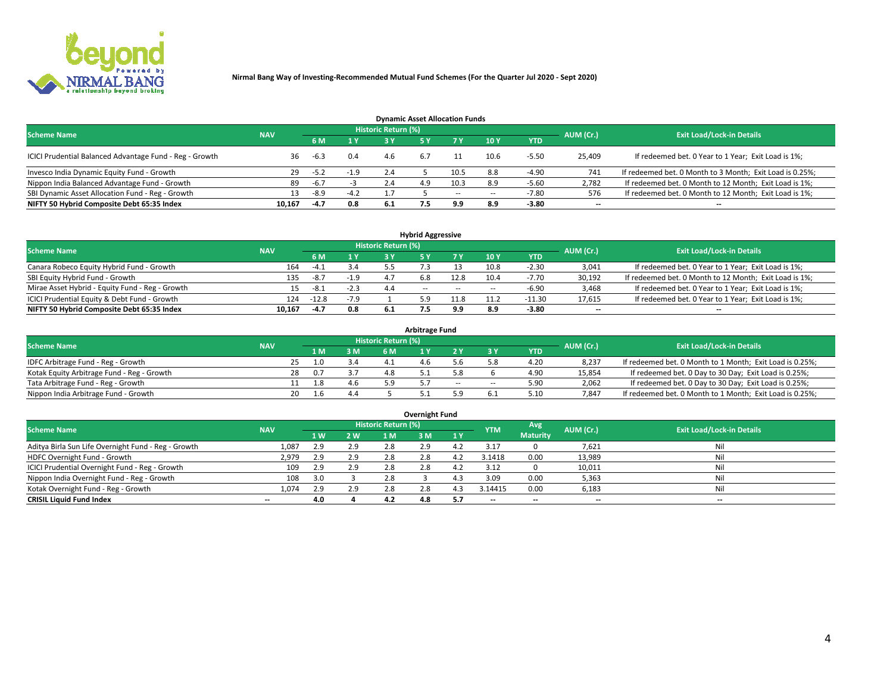**Nirmal Bang Way of Investing-Recommended Mutual Fund Schemes (For the Quarter Jul 2020 - Sept 2020)**

### Dynamic Asset Allocation Funds

| Scheme Name | NAV | Historic Return (%) | | | | | | | AUM (Cr.) | Exit Load/Lock-in Details |
|---|---|---|---|---|---|---|---|---|---|---|
| | | 6 M | 1 Y | 3 Y | 5 Y | 7 Y | 10 Y | YTD | | |
| ICICI Prudential Balanced Advantage Fund - Reg - Growth | 36 | -6.3 | 0.4 | 4.6 | 6.7 | 11 | 10.6 | -5.50 | 25,409 | If redeemed bet. 0 Year to 1 Year; Exit Load is 1%; |
| Invesco India Dynamic Equity Fund - Growth | 29 | -5.2 | -1.9 | 2.4 | 5 | 10.5 | 8.8 | -4.90 | 741 | If redeemed bet. 0 Month to 3 Month; Exit Load is 0.25%; |
| Nippon India Balanced Advantage Fund - Growth | 89 | -6.7 | -3 | 2.4 | 4.9 | 10.3 | 8.9 | -5.60 | 2,782 | If redeemed bet. 0 Month to 12 Month; Exit Load is 1%; |
| SBI Dynamic Asset Allocation Fund - Reg - Growth | 13 | -8.9 | -4.2 | 1.7 | 5 | -- | -- | -7.80 | 576 | If redeemed bet. 0 Month to 12 Month; Exit Load is 1%; |
| **NIFTY 50 Hybrid Composite Debt 65:35 Index** | **10,167** | **-4.7** | **0.8** | **6.1** | **7.5** | **9.9** | **8.9** | **-3.80** | **--** | **--** |

### Hybrid Aggressive

| Scheme Name | NAV | Historic Return (%) | | | | | | | AUM (Cr.) | Exit Load/Lock-in Details |
|---|---|---|---|---|---|---|---|---|---|---|
| | | 6 M | 1 Y | 3 Y | 5 Y | 7 Y | 10 Y | YTD | | |
| Canara Robeco Equity Hybrid Fund - Growth | 164 | -4.1 | 3.4 | 5.5 | 7.3 | 13 | 10.8 | -2.30 | 3,041 | If redeemed bet. 0 Year to 1 Year; Exit Load is 1%; |
| SBI Equity Hybrid Fund - Growth | 135 | -8.7 | -1.9 | 4.7 | 6.8 | 12.8 | 10.4 | -7.70 | 30,192 | If redeemed bet. 0 Month to 12 Month; Exit Load is 1%; |
| Mirae Asset Hybrid - Equity Fund - Reg - Growth | 15 | -8.1 | -2.3 | 4.4 | -- | -- | -- | -6.90 | 3,468 | If redeemed bet. 0 Year to 1 Year; Exit Load is 1%; |
| ICICI Prudential Equity & Debt Fund - Growth | 124 | -12.8 | -7.9 | 1 | 5.9 | 11.8 | 11.2 | -11.30 | 17,615 | If redeemed bet. 0 Year to 1 Year; Exit Load is 1%; |
| **NIFTY 50 Hybrid Composite Debt 65:35 Index** | **10,167** | **-4.7** | **0.8** | **6.1** | **7.5** | **9.9** | **8.9** | **-3.80** | **--** | **--** |

### Arbitrage Fund

| Scheme Name | NAV | Historic Return (%) | | | | | | | AUM (Cr.) | Exit Load/Lock-in Details |
|---|---|---|---|---|---|---|---|---|---|---|
| | | 1 M | 3 M | 6 M | 1 Y | 2 Y | 3 Y | YTD | | |
| IDFC Arbitrage Fund - Reg - Growth | 25 | 1.0 | 3.4 | 4.1 | 4.6 | 5.6 | 5.8 | 4.20 | 8,237 | If redeemed bet. 0 Month to 1 Month; Exit Load is 0.25%; |
| Kotak Equity Arbitrage Fund - Reg - Growth | 28 | 0.7 | 3.7 | 4.8 | 5.1 | 5.8 | 6 | 4.90 | 15,854 | If redeemed bet. 0 Day to 30 Day; Exit Load is 0.25%; |
| Tata Arbitrage Fund - Reg - Growth | 11 | 1.8 | 4.6 | 5.9 | 5.7 | -- | -- | 5.90 | 2,062 | If redeemed bet. 0 Day to 30 Day; Exit Load is 0.25%; |
| Nippon India Arbitrage Fund - Growth | 20 | 1.6 | 4.4 | 5 | 5.1 | 5.9 | 6.1 | 5.10 | 7,847 | If redeemed bet. 0 Month to 1 Month; Exit Load is 0.25%; |

### Overnight Fund

| Scheme Name | NAV | Historic Return (%) | | | | | YTM | Avg Maturity | AUM (Cr.) | Exit Load/Lock-in Details |
|---|---|---|---|---|---|---|---|---|---|---|
| | | 1 W | 2 W | 1 M | 3 M | 1 Y | | | | |
| Aditya Birla Sun Life Overnight Fund - Reg - Growth | 1,087 | 2.9 | 2.9 | 2.8 | 2.9 | 4.2 | 3.17 | 0 | 7,621 | Nil |
| HDFC Overnight Fund - Growth | 2,979 | 2.9 | 2.9 | 2.8 | 2.8 | 4.2 | 3.1418 | 0.00 | 13,989 | Nil |
| ICICI Prudential Overnight Fund - Reg - Growth | 109 | 2.9 | 2.9 | 2.8 | 2.8 | 4.2 | 3.12 | 0 | 10,011 | Nil |
| Nippon India Overnight Fund - Reg - Growth | 108 | 3.0 | 3 | 2.8 | 3 | 4.3 | 3.09 | 0.00 | 5,363 | Nil |
| Kotak Overnight Fund - Reg - Growth | 1,074 | 2.9 | 2.9 | 2.8 | 2.8 | 4.3 | 3.14415 | 0.00 | 6,183 | Nil |
| **CRISIL Liquid Fund Index** | **--** | **4.0** | **4** | **4.2** | **4.8** | **5.7** | **--** | **--** | **--** | **--** |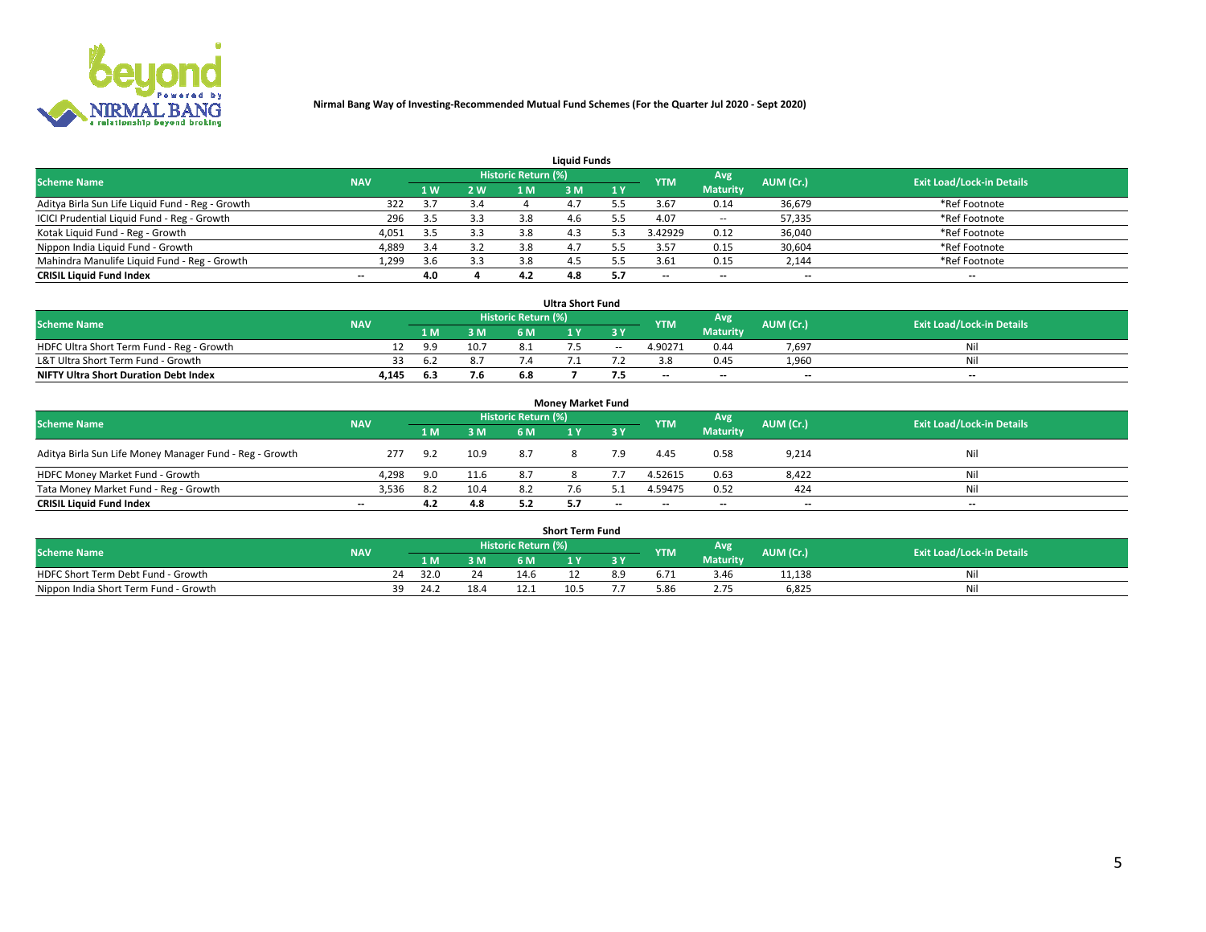Nirmal Bang Way of Investing-Recommended Mutual Fund Schemes (For the Quarter Jul 2020 - Sept 2020)

### Liquid Funds

| Scheme Name | NAV | Historic Return (%) | | | | | YTM | Avg Maturity | AUM (Cr.) | Exit Load/Lock-in Details |
|---|---|---|---|---|---|---|---|---|---|---|
| | | 1 W | 2 W | 1 M | 3 M | 1 Y | | | | |
| Aditya Birla Sun Life Liquid Fund - Reg - Growth | 322 | 3.7 | 3.4 | 4 | 4.7 | 5.5 | 3.67 | 0.14 | 36,679 | *Ref Footnote |
| ICICI Prudential Liquid Fund - Reg - Growth | 296 | 3.5 | 3.3 | 3.8 | 4.6 | 5.5 | 4.07 | -- | 57,335 | *Ref Footnote |
| Kotak Liquid Fund - Reg - Growth | 4,051 | 3.5 | 3.3 | 3.8 | 4.3 | 5.3 | 3.42929 | 0.12 | 36,040 | *Ref Footnote |
| Nippon India Liquid Fund - Growth | 4,889 | 3.4 | 3.2 | 3.8 | 4.7 | 5.5 | 3.57 | 0.15 | 30,604 | *Ref Footnote |
| Mahindra Manulife Liquid Fund - Reg - Growth | 1,299 | 3.6 | 3.3 | 3.8 | 4.5 | 5.5 | 3.61 | 0.15 | 2,144 | *Ref Footnote |
| **CRISIL Liquid Fund Index** | -- | **4.0** | **4** | **4.2** | **4.8** | **5.7** | -- | -- | -- | -- |

### Ultra Short Fund

| Scheme Name | NAV | Historic Return (%) | | | | | YTM | Avg Maturity | AUM (Cr.) | Exit Load/Lock-in Details |
|---|---|---|---|---|---|---|---|---|---|---|
| | | 1 M | 3 M | 6 M | 1 Y | 3 Y | | | | |
| HDFC Ultra Short Term Fund - Reg - Growth | 12 | 9.9 | 10.7 | 8.1 | 7.5 | -- | 4.90271 | 0.44 | 7,697 | Nil |
| L&T Ultra Short Term Fund - Growth | 33 | 6.2 | 8.7 | 7.4 | 7.1 | 7.2 | 3.8 | 0.45 | 1,960 | Nil |
| **NIFTY Ultra Short Duration Debt Index** | **4,145** | **6.3** | **7.6** | **6.8** | **7** | **7.5** | -- | -- | -- | -- |

### Money Market Fund

| Scheme Name | NAV | Historic Return (%) | | | | | YTM | Avg Maturity | AUM (Cr.) | Exit Load/Lock-in Details |
|---|---|---|---|---|---|---|---|---|---|---|
| | | 1 M | 3 M | 6 M | 1 Y | 3 Y | | | | |
| Aditya Birla Sun Life Money Manager Fund - Reg - Growth | 277 | 9.2 | 10.9 | 8.7 | 8 | 7.9 | 4.45 | 0.58 | 9,214 | Nil |
| HDFC Money Market Fund - Growth | 4,298 | 9.0 | 11.6 | 8.7 | 8 | 7.7 | 4.52615 | 0.63 | 8,422 | Nil |
| Tata Money Market Fund - Reg - Growth | 3,536 | 8.2 | 10.4 | 8.2 | 7.6 | 5.1 | 4.59475 | 0.52 | 424 | Nil |
| **CRISIL Liquid Fund Index** | -- | **4.2** | **4.8** | **5.2** | **5.7** | -- | -- | -- | -- | -- |

### Short Term Fund

| Scheme Name | NAV | Historic Return (%) | | | | | YTM | Avg Maturity | AUM (Cr.) | Exit Load/Lock-in Details |
|---|---|---|---|---|---|---|---|---|---|---|
| | | 1 M | 3 M | 6 M | 1 Y | 3 Y | | | | |
| HDFC Short Term Debt Fund - Growth | 24 | 32.0 | 24 | 14.6 | 12 | 8.9 | 6.71 | 3.46 | 11,138 | Nil |
| Nippon India Short Term Fund - Growth | 39 | 24.2 | 18.4 | 12.1 | 10.5 | 7.7 | 5.86 | 2.75 | 6,825 | Nil |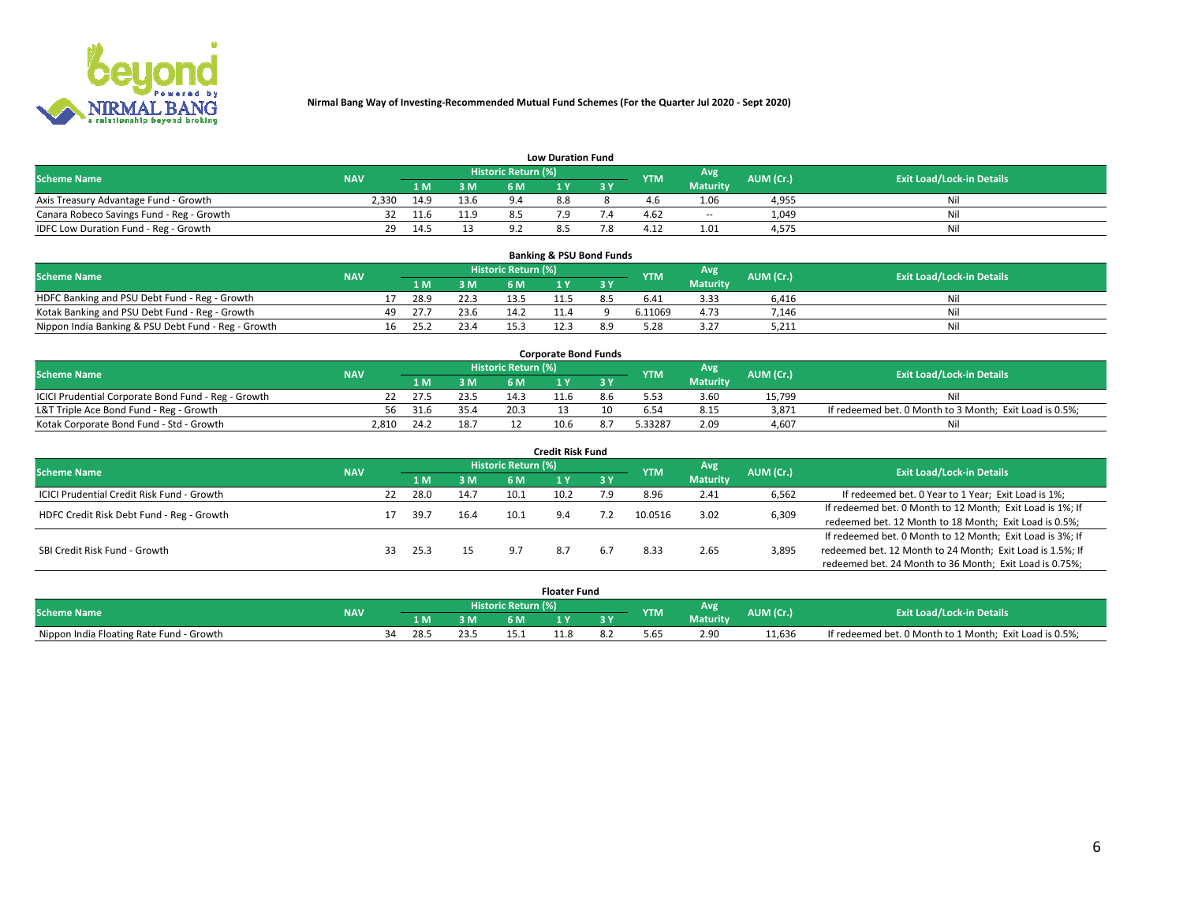**Nirmal Bang Way of Investing-Recommended Mutual Fund Schemes (For the Quarter Jul 2020 - Sept 2020)**

### Low Duration Fund

| Scheme Name | NAV | Historic Return (%) | | | | | YTM | Avg Maturity | AUM (Cr.) | Exit Load/Lock-in Details |
|---|---|---|---|---|---|---|---|---|---|---|
| | | 1 M | 3 M | 6 M | 1 Y | 3 Y | | | | |
| Axis Treasury Advantage Fund - Growth | 2,330 | 14.9 | 13.6 | 9.4 | 8.8 | 8 | 4.6 | 1.06 | 4,955 | Nil |
| Canara Robeco Savings Fund - Reg - Growth | 32 | 11.6 | 11.9 | 8.5 | 7.9 | 7.4 | 4.62 | -- | 1,049 | Nil |
| IDFC Low Duration Fund - Reg - Growth | 29 | 14.5 | 13 | 9.2 | 8.5 | 7.8 | 4.12 | 1.01 | 4,575 | Nil |

### Banking & PSU Bond Funds

| Scheme Name | NAV | Historic Return (%) | | | | | YTM | Avg Maturity | AUM (Cr.) | Exit Load/Lock-in Details |
|---|---|---|---|---|---|---|---|---|---|---|
| | | 1 M | 3 M | 6 M | 1 Y | 3 Y | | | | |
| HDFC Banking and PSU Debt Fund - Reg - Growth | 17 | 28.9 | 22.3 | 13.5 | 11.5 | 8.5 | 6.41 | 3.33 | 6,416 | Nil |
| Kotak Banking and PSU Debt Fund - Reg - Growth | 49 | 27.7 | 23.6 | 14.2 | 11.4 | 9 | 6.11069 | 4.73 | 7,146 | Nil |
| Nippon India Banking & PSU Debt Fund - Reg - Growth | 16 | 25.2 | 23.4 | 15.3 | 12.3 | 8.9 | 5.28 | 3.27 | 5,211 | Nil |

### Corporate Bond Funds

| Scheme Name | NAV | Historic Return (%) | | | | | YTM | Avg Maturity | AUM (Cr.) | Exit Load/Lock-in Details |
|---|---|---|---|---|---|---|---|---|---|---|
| | | 1 M | 3 M | 6 M | 1 Y | 3 Y | | | | |
| ICICI Prudential Corporate Bond Fund - Reg - Growth | 22 | 27.5 | 23.5 | 14.3 | 11.6 | 8.6 | 5.53 | 3.60 | 15,799 | Nil |
| L&T Triple Ace Bond Fund - Reg - Growth | 56 | 31.6 | 35.4 | 20.3 | 13 | 10 | 6.54 | 8.15 | 3,871 | If redeemed bet. 0 Month to 3 Month; Exit Load is 0.5%; |
| Kotak Corporate Bond Fund - Std - Growth | 2,810 | 24.2 | 18.7 | 12 | 10.6 | 8.7 | 5.33287 | 2.09 | 4,607 | Nil |

### Credit Risk Fund

| Scheme Name | NAV | Historic Return (%) | | | | | YTM | Avg Maturity | AUM (Cr.) | Exit Load/Lock-in Details |
|---|---|---|---|---|---|---|---|---|---|---|
| | | 1 M | 3 M | 6 M | 1 Y | 3 Y | | | | |
| ICICI Prudential Credit Risk Fund - Growth | 22 | 28.0 | 14.7 | 10.1 | 10.2 | 7.9 | 8.96 | 2.41 | 6,562 | If redeemed bet. 0 Year to 1 Year; Exit Load is 1%; |
| HDFC Credit Risk Debt Fund - Reg - Growth | 17 | 39.7 | 16.4 | 10.1 | 9.4 | 7.2 | 10.0516 | 3.02 | 6,309 | If redeemed bet. 0 Month to 12 Month; Exit Load is 1%; If redeemed bet. 12 Month to 18 Month; Exit Load is 0.5%; |
| SBI Credit Risk Fund - Growth | 33 | 25.3 | 15 | 9.7 | 8.7 | 6.7 | 8.33 | 2.65 | 3,895 | If redeemed bet. 0 Month to 12 Month; Exit Load is 3%; If redeemed bet. 12 Month to 24 Month; Exit Load is 1.5%; If redeemed bet. 24 Month to 36 Month; Exit Load is 0.75%; |

### Floater Fund

| Scheme Name | NAV | Historic Return (%) | | | | | YTM | Avg Maturity | AUM (Cr.) | Exit Load/Lock-in Details |
|---|---|---|---|---|---|---|---|---|---|---|
| | | 1 M | 3 M | 6 M | 1 Y | 3 Y | | | | |
| Nippon India Floating Rate Fund - Growth | 34 | 28.5 | 23.5 | 15.1 | 11.8 | 8.2 | 5.65 | 2.90 | 11,636 | If redeemed bet. 0 Month to 1 Month; Exit Load is 0.5%; |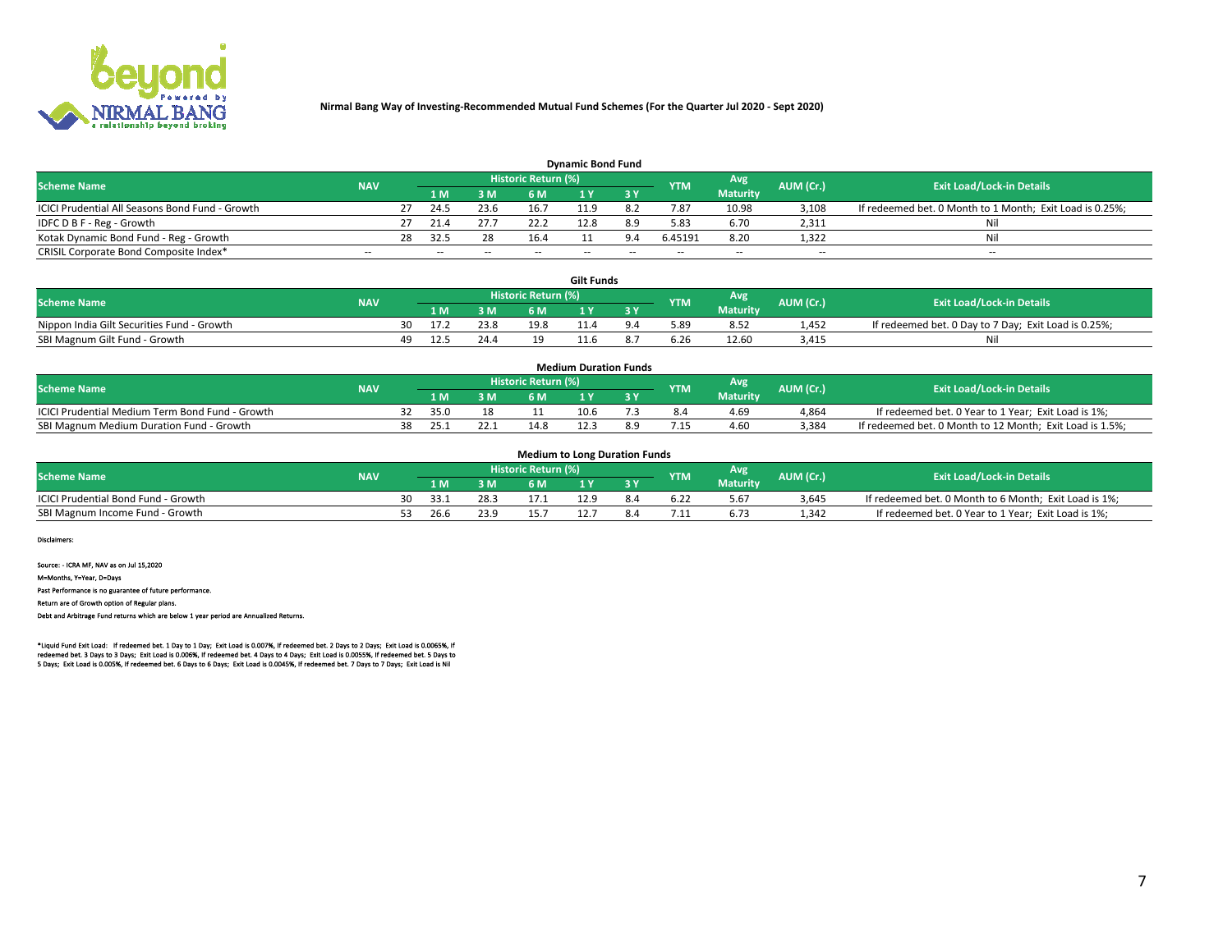**Nirmal Bang Way of Investing-Recommended Mutual Fund Schemes (For the Quarter Jul 2020 - Sept 2020)**

### Dynamic Bond Fund

| Scheme Name | NAV | Historic Return (%) | | | | | YTM | Avg Maturity | AUM (Cr.) | Exit Load/Lock-in Details |
|---|---|---|---|---|---|---|---|---|---|---|
| | | 1 M | 3 M | 6 M | 1 Y | 3 Y | | | | |
| ICICI Prudential All Seasons Bond Fund - Growth | 27 | 24.5 | 23.6 | 16.7 | 11.9 | 8.2 | 7.87 | 10.98 | 3,108 | If redeemed bet. 0 Month to 1 Month; Exit Load is 0.25%; |
| IDFC D B F - Reg - Growth | 27 | 21.4 | 27.7 | 22.2 | 12.8 | 8.9 | 5.83 | 6.70 | 2,311 | Nil |
| Kotak Dynamic Bond Fund - Reg - Growth | 28 | 32.5 | 28 | 16.4 | 11 | 9.4 | 6.45191 | 8.20 | 1,322 | Nil |
| CRISIL Corporate Bond Composite Index* | -- | -- | -- | -- | -- | -- | -- | -- | -- | -- |

### Gilt Funds

| Scheme Name | NAV | Historic Return (%) | | | | | YTM | Avg Maturity | AUM (Cr.) | Exit Load/Lock-in Details |
|---|---|---|---|---|---|---|---|---|---|---|
| | | 1 M | 3 M | 6 M | 1 Y | 3 Y | | | | |
| Nippon India Gilt Securities Fund - Growth | 30 | 17.2 | 23.8 | 19.8 | 11.4 | 9.4 | 5.89 | 8.52 | 1,452 | If redeemed bet. 0 Day to 7 Day; Exit Load is 0.25%; |
| SBI Magnum Gilt Fund - Growth | 49 | 12.5 | 24.4 | 19 | 11.6 | 8.7 | 6.26 | 12.60 | 3,415 | Nil |

### Medium Duration Funds

| Scheme Name | NAV | Historic Return (%) | | | | | YTM | Avg Maturity | AUM (Cr.) | Exit Load/Lock-in Details |
|---|---|---|---|---|---|---|---|---|---|---|
| | | 1 M | 3 M | 6 M | 1 Y | 3 Y | | | | |
| ICICI Prudential Medium Term Bond Fund - Growth | 32 | 35.0 | 18 | 11 | 10.6 | 7.3 | 8.4 | 4.69 | 4,864 | If redeemed bet. 0 Year to 1 Year; Exit Load is 1%; |
| SBI Magnum Medium Duration Fund - Growth | 38 | 25.1 | 22.1 | 14.8 | 12.3 | 8.9 | 7.15 | 4.60 | 3,384 | If redeemed bet. 0 Month to 12 Month; Exit Load is 1.5%; |

### Medium to Long Duration Funds

| Scheme Name | NAV | Historic Return (%) | | | | | YTM | Avg Maturity | AUM (Cr.) | Exit Load/Lock-in Details |
|---|---|---|---|---|---|---|---|---|---|---|
| | | 1 M | 3 M | 6 M | 1 Y | 3 Y | | | | |
| ICICI Prudential Bond Fund - Growth | 30 | 33.1 | 28.3 | 17.1 | 12.9 | 8.4 | 6.22 | 5.67 | 3,645 | If redeemed bet. 0 Month to 6 Month; Exit Load is 1%; |
| SBI Magnum Income Fund - Growth | 53 | 26.6 | 23.9 | 15.7 | 12.7 | 8.4 | 7.11 | 6.73 | 1,342 | If redeemed bet. 0 Year to 1 Year; Exit Load is 1%; |

Disclaimers:

Source: - ICRA MF, NAV as on Jul 15,2020

M=Months, Y=Year, D=Days

Past Performance is no guarantee of future performance.

Return are of Growth option of Regular plans.

Debt and Arbitrage Fund returns which are below 1 year period are Annualized Returns.

*Liquid Fund Exit Load: If redeemed bet. 1 Day to 1 Day; Exit Load is 0.007%, If redeemed bet. 2 Days to 2 Days; Exit Load is 0.0065%, If redeemed bet. 3 Days to 3 Days; Exit Load is 0.006%, If redeemed bet. 4 Days to 4 Days; Exit Load is 0.0055%, If redeemed bet. 5 Days to 5 Days; Exit Load is 0.005%, If redeemed bet. 6 Days to 6 Days; Exit Load is 0.0045%, If redeemed bet. 7 Days to 7 Days; Exit Load is Nil